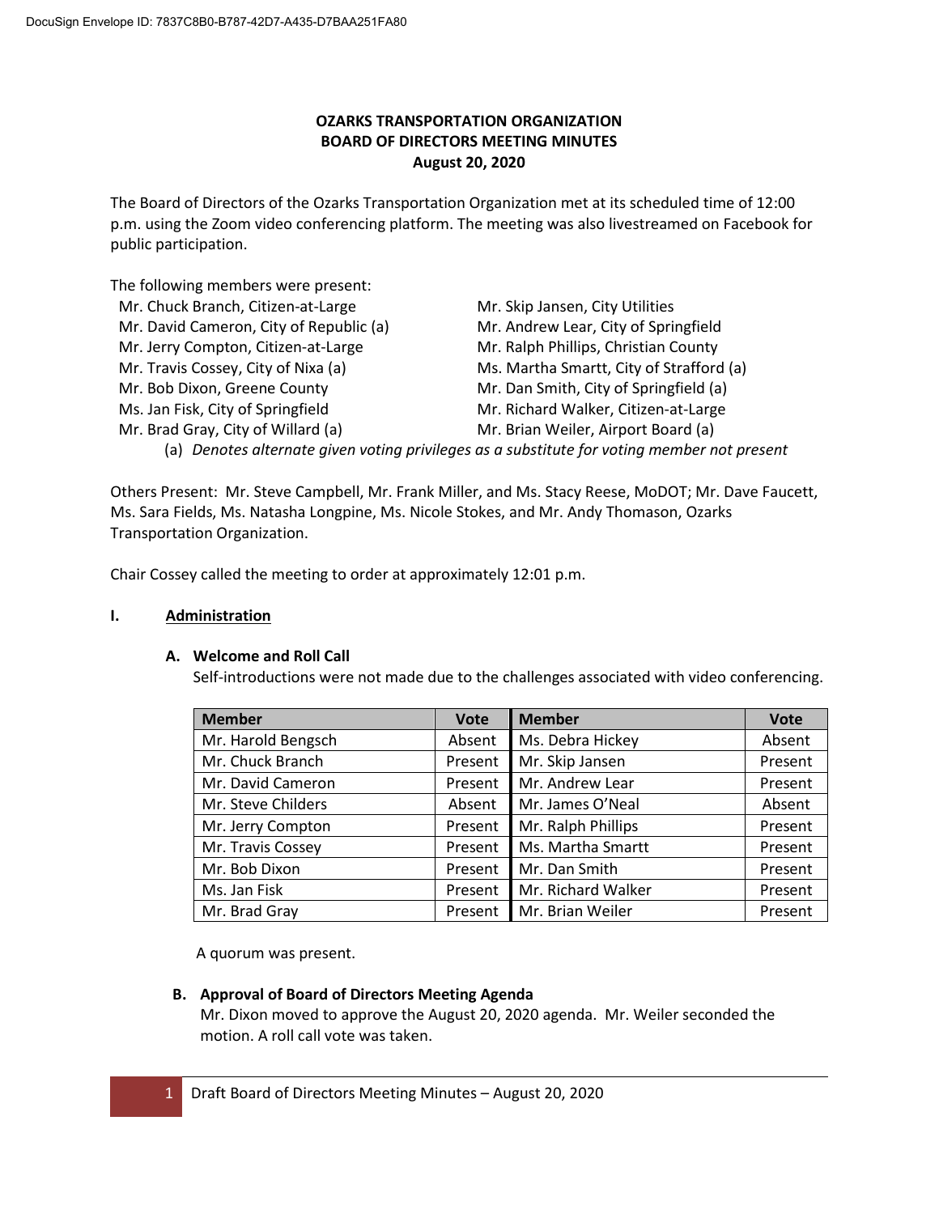DocuSign Envelope ID: 7837C8B0-B787-42D7-A435-D7BAA251FA80

# OZARKS TRANSPORTATION ORGANIZATION
## BOARD OF DIRECTORS MEETING MINUTES
### August 20, 2020

The Board of Directors of the Ozarks Transportation Organization met at its scheduled time of 12:00 p.m. using the Zoom video conferencing platform. The meeting was also livestreamed on Facebook for public participation.

The following members were present:

- Mr. Chuck Branch, Citizen-at-Large
- Mr. David Cameron, City of Republic (a)
- Mr. Jerry Compton, Citizen-at-Large
- Mr. Travis Cossey, City of Nixa (a)
- Mr. Bob Dixon, Greene County
- Ms. Jan Fisk, City of Springfield
- Mr. Brad Gray, City of Willard (a)
- Mr. Skip Jansen, City Utilities
- Mr. Andrew Lear, City of Springfield
- Mr. Ralph Phillips, Christian County
- Ms. Martha Smartt, City of Strafford (a)
- Mr. Dan Smith, City of Springfield (a)
- Mr. Richard Walker, Citizen-at-Large
- Mr. Brian Weiler, Airport Board (a)

(a) *Denotes alternate given voting privileges as a substitute for voting member not present*

Others Present: Mr. Steve Campbell, Mr. Frank Miller, and Ms. Stacy Reese, MoDOT; Mr. Dave Faucett, Ms. Sara Fields, Ms. Natasha Longpine, Ms. Nicole Stokes, and Mr. Andy Thomason, Ozarks Transportation Organization.

Chair Cossey called the meeting to order at approximately 12:01 p.m.

## I. Administration

### A. Welcome and Roll Call

Self-introductions were not made due to the challenges associated with video conferencing.

| Member | Vote | Member | Vote |
|---|---|---|---|
| Mr. Harold Bengsch | Absent | Ms. Debra Hickey | Absent |
| Mr. Chuck Branch | Present | Mr. Skip Jansen | Present |
| Mr. David Cameron | Present | Mr. Andrew Lear | Present |
| Mr. Steve Childers | Absent | Mr. James O'Neal | Absent |
| Mr. Jerry Compton | Present | Mr. Ralph Phillips | Present |
| Mr. Travis Cossey | Present | Ms. Martha Smartt | Present |
| Mr. Bob Dixon | Present | Mr. Dan Smith | Present |
| Ms. Jan Fisk | Present | Mr. Richard Walker | Present |
| Mr. Brad Gray | Present | Mr. Brian Weiler | Present |

A quorum was present.

### B. Approval of Board of Directors Meeting Agenda

Mr. Dixon moved to approve the August 20, 2020 agenda. Mr. Weiler seconded the motion. A roll call vote was taken.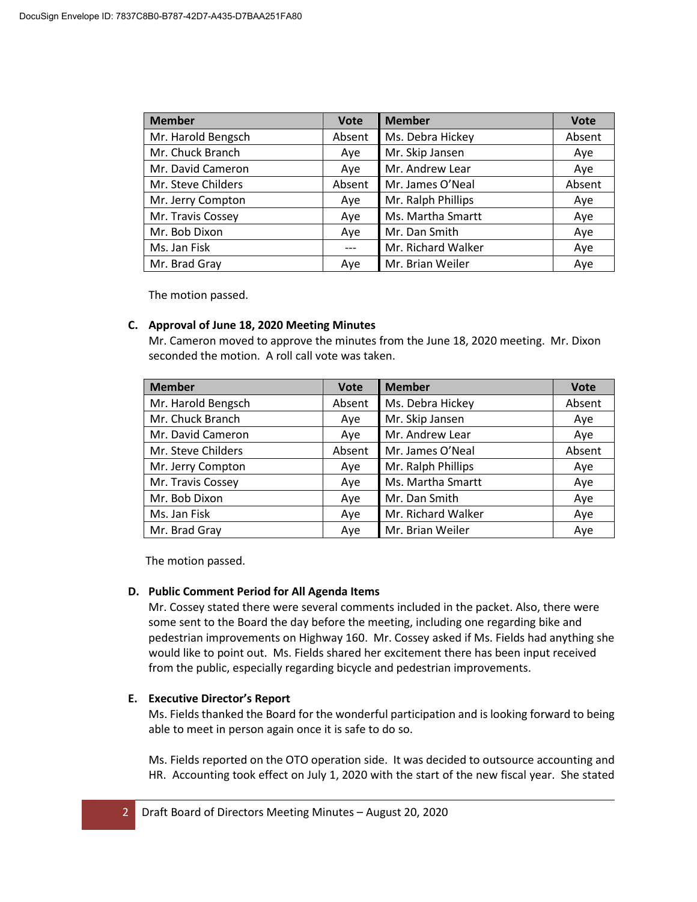| Member | Vote | Member | Vote |
|---|---|---|---|
| Mr. Harold Bengsch | Absent | Ms. Debra Hickey | Absent |
| Mr. Chuck Branch | Aye | Mr. Skip Jansen | Aye |
| Mr. David Cameron | Aye | Mr. Andrew Lear | Aye |
| Mr. Steve Childers | Absent | Mr. James O'Neal | Absent |
| Mr. Jerry Compton | Aye | Mr. Ralph Phillips | Aye |
| Mr. Travis Cossey | Aye | Ms. Martha Smartt | Aye |
| Mr. Bob Dixon | Aye | Mr. Dan Smith | Aye |
| Ms. Jan Fisk | --- | Mr. Richard Walker | Aye |
| Mr. Brad Gray | Aye | Mr. Brian Weiler | Aye |

The motion passed.

**C. Approval of June 18, 2020 Meeting Minutes**

Mr. Cameron moved to approve the minutes from the June 18, 2020 meeting. Mr. Dixon seconded the motion. A roll call vote was taken.

| Member | Vote | Member | Vote |
|---|---|---|---|
| Mr. Harold Bengsch | Absent | Ms. Debra Hickey | Absent |
| Mr. Chuck Branch | Aye | Mr. Skip Jansen | Aye |
| Mr. David Cameron | Aye | Mr. Andrew Lear | Aye |
| Mr. Steve Childers | Absent | Mr. James O'Neal | Absent |
| Mr. Jerry Compton | Aye | Mr. Ralph Phillips | Aye |
| Mr. Travis Cossey | Aye | Ms. Martha Smartt | Aye |
| Mr. Bob Dixon | Aye | Mr. Dan Smith | Aye |
| Ms. Jan Fisk | Aye | Mr. Richard Walker | Aye |
| Mr. Brad Gray | Aye | Mr. Brian Weiler | Aye |

The motion passed.

**D. Public Comment Period for All Agenda Items**

Mr. Cossey stated there were several comments included in the packet. Also, there were some sent to the Board the day before the meeting, including one regarding bike and pedestrian improvements on Highway 160. Mr. Cossey asked if Ms. Fields had anything she would like to point out. Ms. Fields shared her excitement there has been input received from the public, especially regarding bicycle and pedestrian improvements.

**E. Executive Director's Report**

Ms. Fields thanked the Board for the wonderful participation and is looking forward to being able to meet in person again once it is safe to do so.

Ms. Fields reported on the OTO operation side. It was decided to outsource accounting and HR. Accounting took effect on July 1, 2020 with the start of the new fiscal year. She stated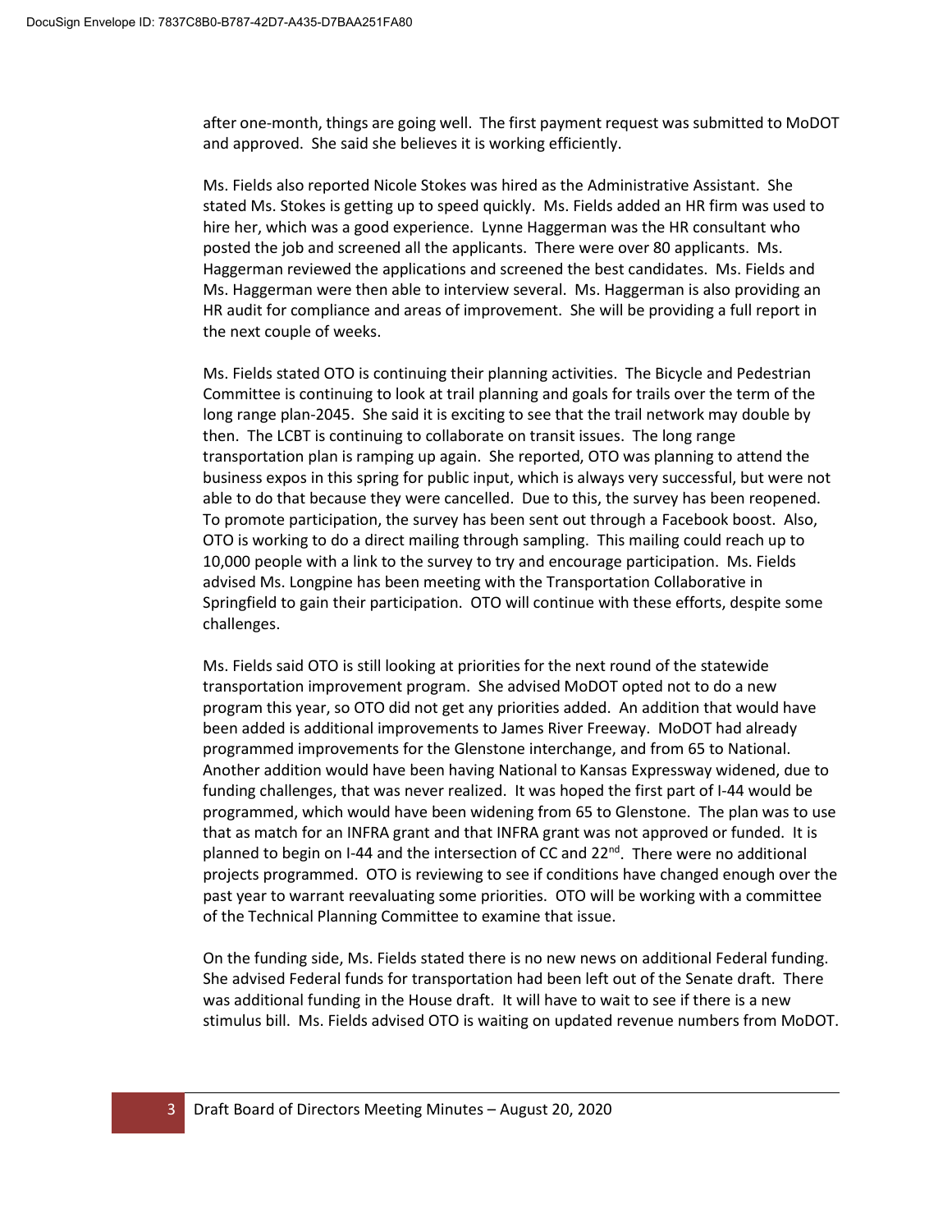after one-month, things are going well. The first payment request was submitted to MoDOT and approved. She said she believes it is working efficiently.

Ms. Fields also reported Nicole Stokes was hired as the Administrative Assistant. She stated Ms. Stokes is getting up to speed quickly. Ms. Fields added an HR firm was used to hire her, which was a good experience. Lynne Haggerman was the HR consultant who posted the job and screened all the applicants. There were over 80 applicants. Ms. Haggerman reviewed the applications and screened the best candidates. Ms. Fields and Ms. Haggerman were then able to interview several. Ms. Haggerman is also providing an HR audit for compliance and areas of improvement. She will be providing a full report in the next couple of weeks.

Ms. Fields stated OTO is continuing their planning activities. The Bicycle and Pedestrian Committee is continuing to look at trail planning and goals for trails over the term of the long range plan-2045. She said it is exciting to see that the trail network may double by then. The LCBT is continuing to collaborate on transit issues. The long range transportation plan is ramping up again. She reported, OTO was planning to attend the business expos in this spring for public input, which is always very successful, but were not able to do that because they were cancelled. Due to this, the survey has been reopened. To promote participation, the survey has been sent out through a Facebook boost. Also, OTO is working to do a direct mailing through sampling. This mailing could reach up to 10,000 people with a link to the survey to try and encourage participation. Ms. Fields advised Ms. Longpine has been meeting with the Transportation Collaborative in Springfield to gain their participation. OTO will continue with these efforts, despite some challenges.

Ms. Fields said OTO is still looking at priorities for the next round of the statewide transportation improvement program. She advised MoDOT opted not to do a new program this year, so OTO did not get any priorities added. An addition that would have been added is additional improvements to James River Freeway. MoDOT had already programmed improvements for the Glenstone interchange, and from 65 to National. Another addition would have been having National to Kansas Expressway widened, due to funding challenges, that was never realized. It was hoped the first part of I-44 would be programmed, which would have been widening from 65 to Glenstone. The plan was to use that as match for an INFRA grant and that INFRA grant was not approved or funded. It is planned to begin on I-44 and the intersection of CC and 22nd. There were no additional projects programmed. OTO is reviewing to see if conditions have changed enough over the past year to warrant reevaluating some priorities. OTO will be working with a committee of the Technical Planning Committee to examine that issue.

On the funding side, Ms. Fields stated there is no new news on additional Federal funding. She advised Federal funds for transportation had been left out of the Senate draft. There was additional funding in the House draft. It will have to wait to see if there is a new stimulus bill. Ms. Fields advised OTO is waiting on updated revenue numbers from MoDOT.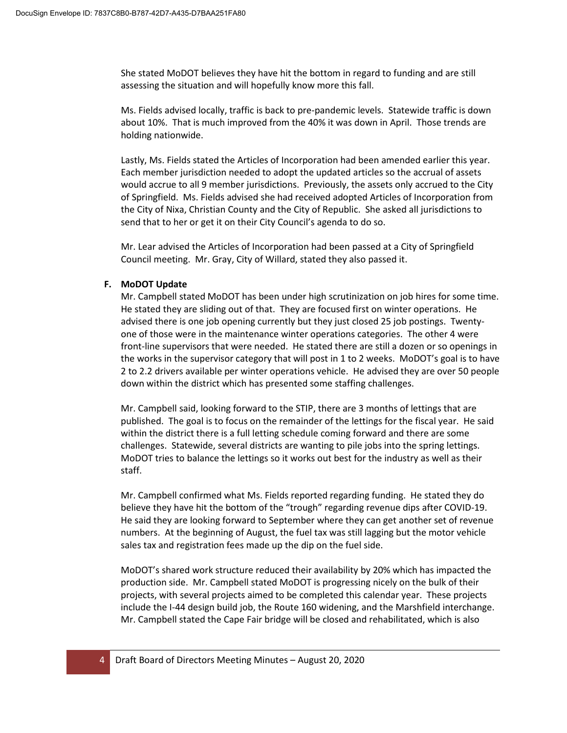She stated MoDOT believes they have hit the bottom in regard to funding and are still assessing the situation and will hopefully know more this fall.

Ms. Fields advised locally, traffic is back to pre-pandemic levels. Statewide traffic is down about 10%. That is much improved from the 40% it was down in April. Those trends are holding nationwide.

Lastly, Ms. Fields stated the Articles of Incorporation had been amended earlier this year. Each member jurisdiction needed to adopt the updated articles so the accrual of assets would accrue to all 9 member jurisdictions. Previously, the assets only accrued to the City of Springfield. Ms. Fields advised she had received adopted Articles of Incorporation from the City of Nixa, Christian County and the City of Republic. She asked all jurisdictions to send that to her or get it on their City Council's agenda to do so.

Mr. Lear advised the Articles of Incorporation had been passed at a City of Springfield Council meeting. Mr. Gray, City of Willard, stated they also passed it.

**F. MoDOT Update**

Mr. Campbell stated MoDOT has been under high scrutinization on job hires for some time. He stated they are sliding out of that. They are focused first on winter operations. He advised there is one job opening currently but they just closed 25 job postings. Twenty-one of those were in the maintenance winter operations categories. The other 4 were front-line supervisors that were needed. He stated there are still a dozen or so openings in the works in the supervisor category that will post in 1 to 2 weeks. MoDOT's goal is to have 2 to 2.2 drivers available per winter operations vehicle. He advised they are over 50 people down within the district which has presented some staffing challenges.

Mr. Campbell said, looking forward to the STIP, there are 3 months of lettings that are published. The goal is to focus on the remainder of the lettings for the fiscal year. He said within the district there is a full letting schedule coming forward and there are some challenges. Statewide, several districts are wanting to pile jobs into the spring lettings. MoDOT tries to balance the lettings so it works out best for the industry as well as their staff.

Mr. Campbell confirmed what Ms. Fields reported regarding funding. He stated they do believe they have hit the bottom of the "trough" regarding revenue dips after COVID-19. He said they are looking forward to September where they can get another set of revenue numbers. At the beginning of August, the fuel tax was still lagging but the motor vehicle sales tax and registration fees made up the dip on the fuel side.

MoDOT's shared work structure reduced their availability by 20% which has impacted the production side. Mr. Campbell stated MoDOT is progressing nicely on the bulk of their projects, with several projects aimed to be completed this calendar year. These projects include the I-44 design build job, the Route 160 widening, and the Marshfield interchange. Mr. Campbell stated the Cape Fair bridge will be closed and rehabilitated, which is also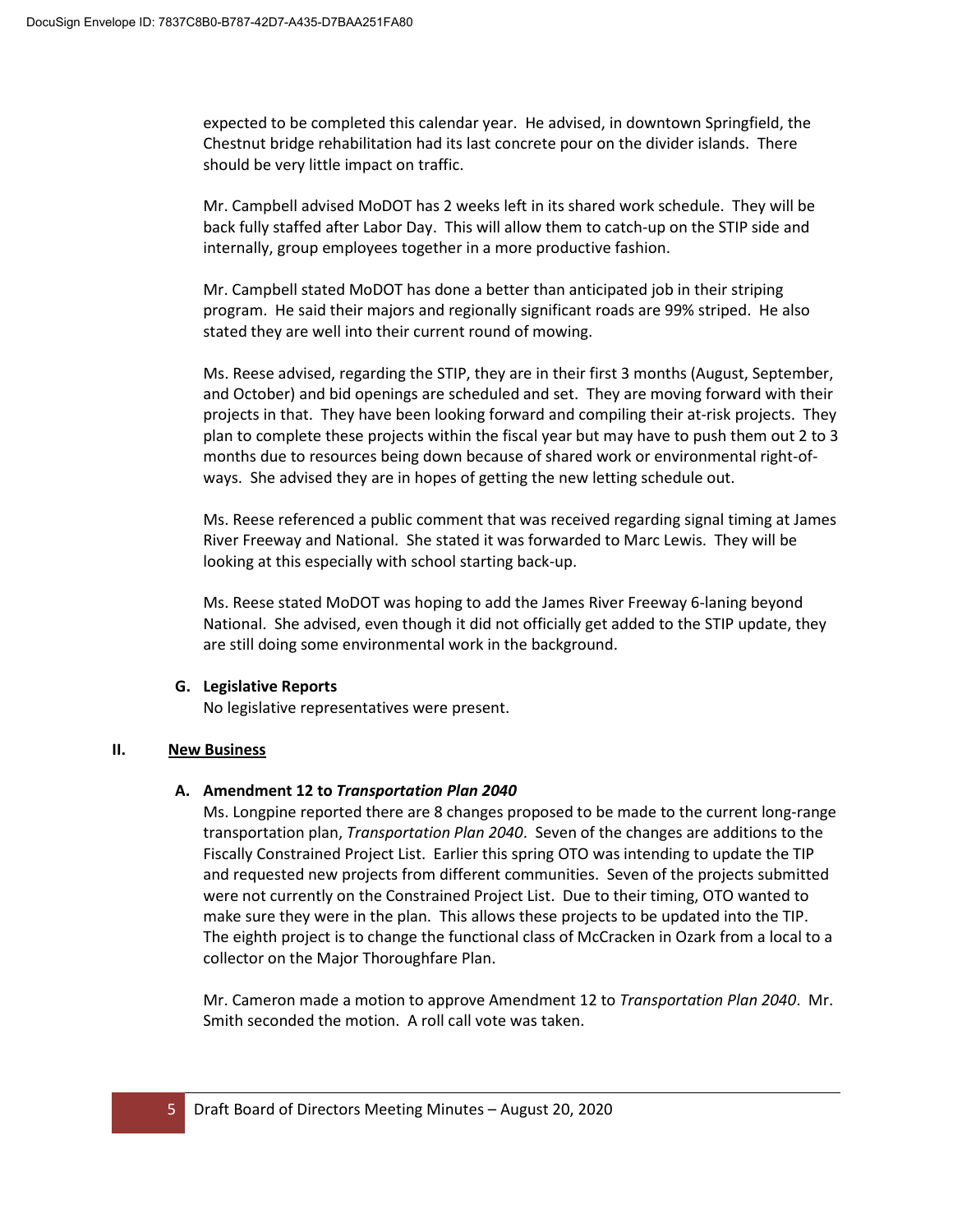expected to be completed this calendar year. He advised, in downtown Springfield, the Chestnut bridge rehabilitation had its last concrete pour on the divider islands. There should be very little impact on traffic.

Mr. Campbell advised MoDOT has 2 weeks left in its shared work schedule. They will be back fully staffed after Labor Day. This will allow them to catch-up on the STIP side and internally, group employees together in a more productive fashion.

Mr. Campbell stated MoDOT has done a better than anticipated job in their striping program. He said their majors and regionally significant roads are 99% striped. He also stated they are well into their current round of mowing.

Ms. Reese advised, regarding the STIP, they are in their first 3 months (August, September, and October) and bid openings are scheduled and set. They are moving forward with their projects in that. They have been looking forward and compiling their at-risk projects. They plan to complete these projects within the fiscal year but may have to push them out 2 to 3 months due to resources being down because of shared work or environmental right-of-ways. She advised they are in hopes of getting the new letting schedule out.

Ms. Reese referenced a public comment that was received regarding signal timing at James River Freeway and National. She stated it was forwarded to Marc Lewis. They will be looking at this especially with school starting back-up.

Ms. Reese stated MoDOT was hoping to add the James River Freeway 6-laning beyond National. She advised, even though it did not officially get added to the STIP update, they are still doing some environmental work in the background.

### G. Legislative Reports

No legislative representatives were present.

## II. New Business

### A. Amendment 12 to *Transportation Plan 2040*

Ms. Longpine reported there are 8 changes proposed to be made to the current long-range transportation plan, *Transportation Plan 2040*. Seven of the changes are additions to the Fiscally Constrained Project List. Earlier this spring OTO was intending to update the TIP and requested new projects from different communities. Seven of the projects submitted were not currently on the Constrained Project List. Due to their timing, OTO wanted to make sure they were in the plan. This allows these projects to be updated into the TIP. The eighth project is to change the functional class of McCracken in Ozark from a local to a collector on the Major Thoroughfare Plan.

Mr. Cameron made a motion to approve Amendment 12 to *Transportation Plan 2040*. Mr. Smith seconded the motion. A roll call vote was taken.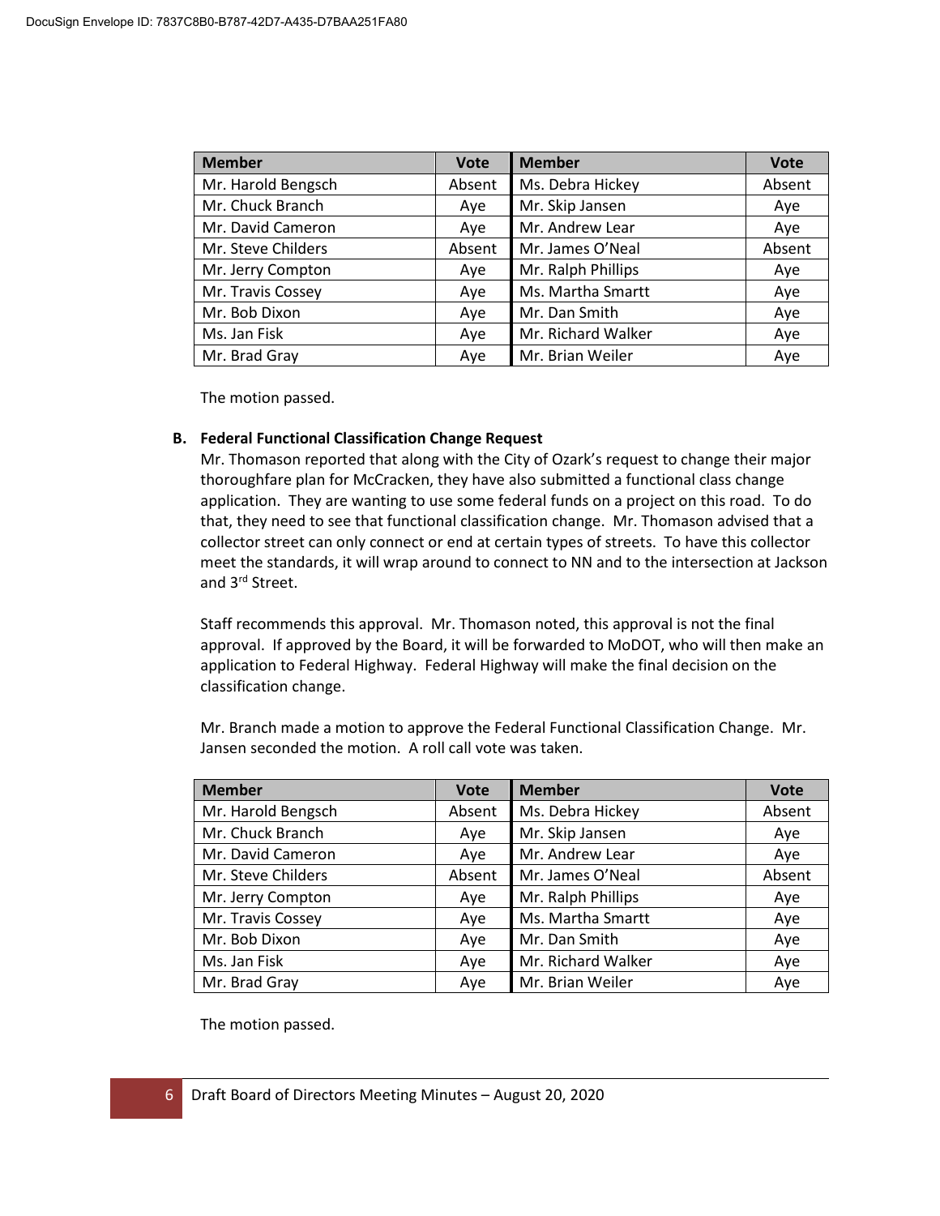| Member | Vote | Member | Vote |
|---|---|---|---|
| Mr. Harold Bengsch | Absent | Ms. Debra Hickey | Absent |
| Mr. Chuck Branch | Aye | Mr. Skip Jansen | Aye |
| Mr. David Cameron | Aye | Mr. Andrew Lear | Aye |
| Mr. Steve Childers | Absent | Mr. James O'Neal | Absent |
| Mr. Jerry Compton | Aye | Mr. Ralph Phillips | Aye |
| Mr. Travis Cossey | Aye | Ms. Martha Smartt | Aye |
| Mr. Bob Dixon | Aye | Mr. Dan Smith | Aye |
| Ms. Jan Fisk | Aye | Mr. Richard Walker | Aye |
| Mr. Brad Gray | Aye | Mr. Brian Weiler | Aye |

The motion passed.

**B. Federal Functional Classification Change Request**

Mr. Thomason reported that along with the City of Ozark's request to change their major thoroughfare plan for McCracken, they have also submitted a functional class change application. They are wanting to use some federal funds on a project on this road. To do that, they need to see that functional classification change. Mr. Thomason advised that a collector street can only connect or end at certain types of streets. To have this collector meet the standards, it will wrap around to connect to NN and to the intersection at Jackson and 3rd Street.

Staff recommends this approval. Mr. Thomason noted, this approval is not the final approval. If approved by the Board, it will be forwarded to MoDOT, who will then make an application to Federal Highway. Federal Highway will make the final decision on the classification change.

Mr. Branch made a motion to approve the Federal Functional Classification Change. Mr. Jansen seconded the motion. A roll call vote was taken.

| Member | Vote | Member | Vote |
|---|---|---|---|
| Mr. Harold Bengsch | Absent | Ms. Debra Hickey | Absent |
| Mr. Chuck Branch | Aye | Mr. Skip Jansen | Aye |
| Mr. David Cameron | Aye | Mr. Andrew Lear | Aye |
| Mr. Steve Childers | Absent | Mr. James O'Neal | Absent |
| Mr. Jerry Compton | Aye | Mr. Ralph Phillips | Aye |
| Mr. Travis Cossey | Aye | Ms. Martha Smartt | Aye |
| Mr. Bob Dixon | Aye | Mr. Dan Smith | Aye |
| Ms. Jan Fisk | Aye | Mr. Richard Walker | Aye |
| Mr. Brad Gray | Aye | Mr. Brian Weiler | Aye |

The motion passed.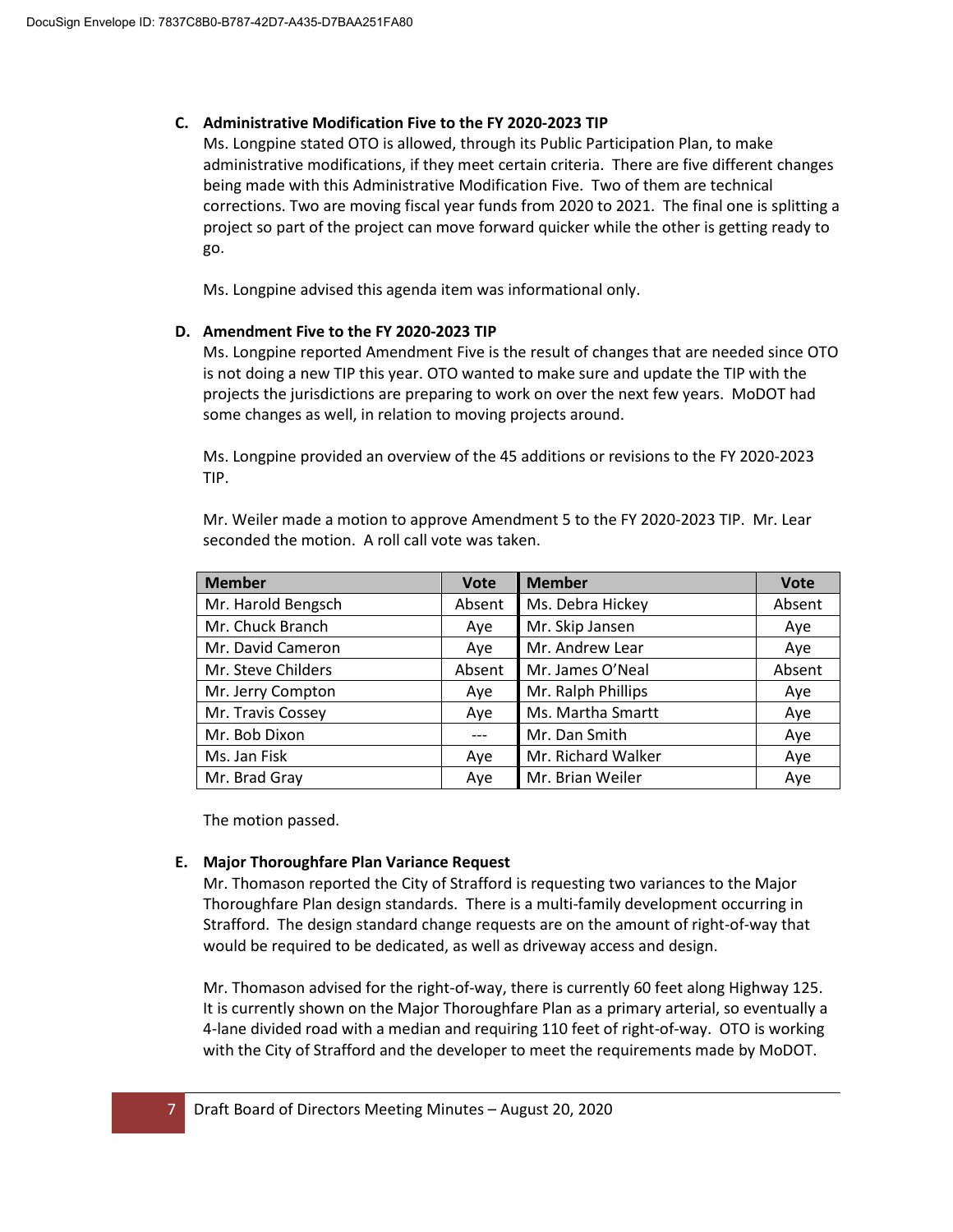**C. Administrative Modification Five to the FY 2020-2023 TIP**

Ms. Longpine stated OTO is allowed, through its Public Participation Plan, to make administrative modifications, if they meet certain criteria. There are five different changes being made with this Administrative Modification Five. Two of them are technical corrections. Two are moving fiscal year funds from 2020 to 2021. The final one is splitting a project so part of the project can move forward quicker while the other is getting ready to go.

Ms. Longpine advised this agenda item was informational only.

**D. Amendment Five to the FY 2020-2023 TIP**

Ms. Longpine reported Amendment Five is the result of changes that are needed since OTO is not doing a new TIP this year. OTO wanted to make sure and update the TIP with the projects the jurisdictions are preparing to work on over the next few years. MoDOT had some changes as well, in relation to moving projects around.

Ms. Longpine provided an overview of the 45 additions or revisions to the FY 2020-2023 TIP.

Mr. Weiler made a motion to approve Amendment 5 to the FY 2020-2023 TIP. Mr. Lear seconded the motion. A roll call vote was taken.

| Member | Vote | Member | Vote |
|---|---|---|---|
| Mr. Harold Bengsch | Absent | Ms. Debra Hickey | Absent |
| Mr. Chuck Branch | Aye | Mr. Skip Jansen | Aye |
| Mr. David Cameron | Aye | Mr. Andrew Lear | Aye |
| Mr. Steve Childers | Absent | Mr. James O'Neal | Absent |
| Mr. Jerry Compton | Aye | Mr. Ralph Phillips | Aye |
| Mr. Travis Cossey | Aye | Ms. Martha Smartt | Aye |
| Mr. Bob Dixon | --- | Mr. Dan Smith | Aye |
| Ms. Jan Fisk | Aye | Mr. Richard Walker | Aye |
| Mr. Brad Gray | Aye | Mr. Brian Weiler | Aye |

The motion passed.

**E. Major Thoroughfare Plan Variance Request**

Mr. Thomason reported the City of Strafford is requesting two variances to the Major Thoroughfare Plan design standards. There is a multi-family development occurring in Strafford. The design standard change requests are on the amount of right-of-way that would be required to be dedicated, as well as driveway access and design.

Mr. Thomason advised for the right-of-way, there is currently 60 feet along Highway 125. It is currently shown on the Major Thoroughfare Plan as a primary arterial, so eventually a 4-lane divided road with a median and requiring 110 feet of right-of-way. OTO is working with the City of Strafford and the developer to meet the requirements made by MoDOT.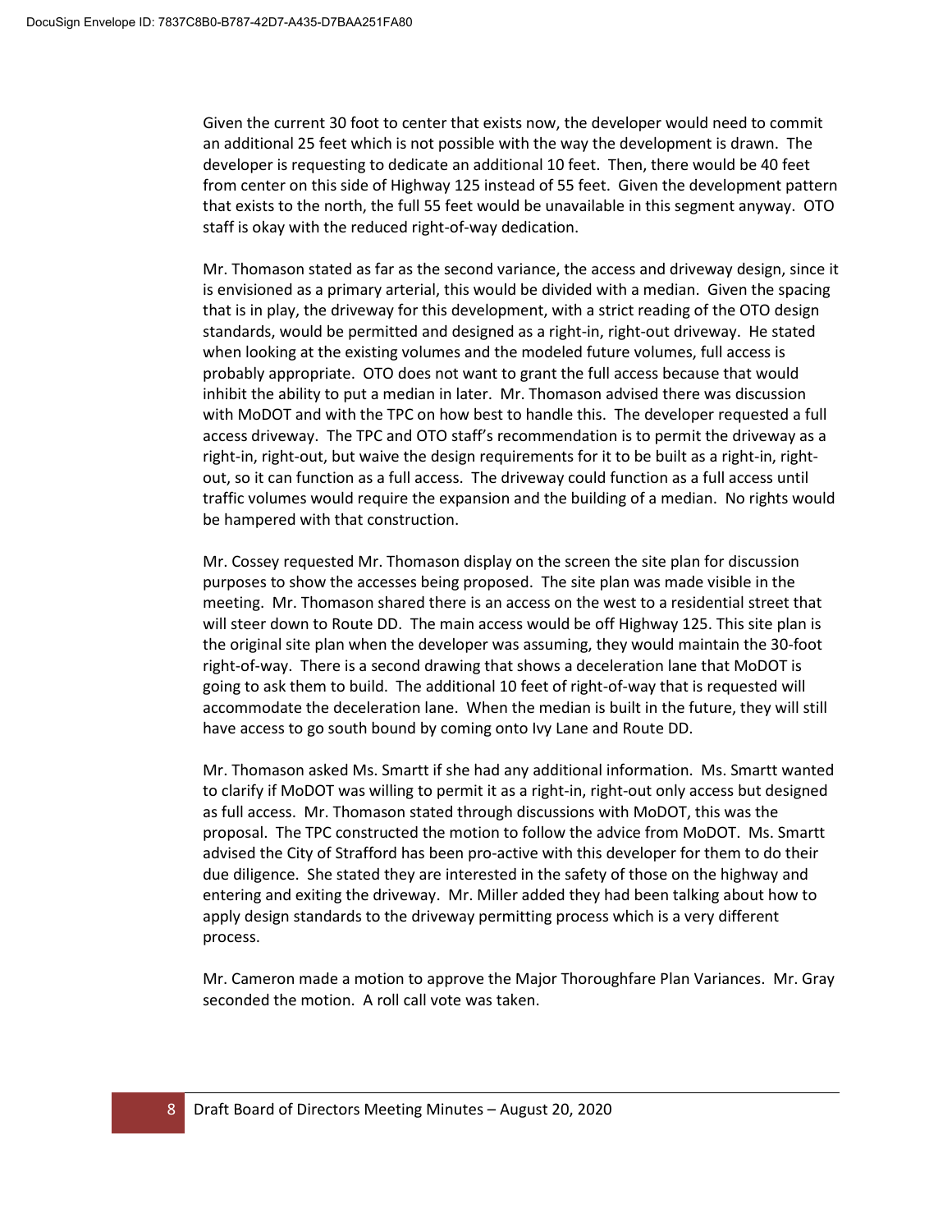Given the current 30 foot to center that exists now, the developer would need to commit an additional 25 feet which is not possible with the way the development is drawn. The developer is requesting to dedicate an additional 10 feet. Then, there would be 40 feet from center on this side of Highway 125 instead of 55 feet. Given the development pattern that exists to the north, the full 55 feet would be unavailable in this segment anyway. OTO staff is okay with the reduced right-of-way dedication.

Mr. Thomason stated as far as the second variance, the access and driveway design, since it is envisioned as a primary arterial, this would be divided with a median. Given the spacing that is in play, the driveway for this development, with a strict reading of the OTO design standards, would be permitted and designed as a right-in, right-out driveway. He stated when looking at the existing volumes and the modeled future volumes, full access is probably appropriate. OTO does not want to grant the full access because that would inhibit the ability to put a median in later. Mr. Thomason advised there was discussion with MoDOT and with the TPC on how best to handle this. The developer requested a full access driveway. The TPC and OTO staff's recommendation is to permit the driveway as a right-in, right-out, but waive the design requirements for it to be built as a right-in, right-out, so it can function as a full access. The driveway could function as a full access until traffic volumes would require the expansion and the building of a median. No rights would be hampered with that construction.

Mr. Cossey requested Mr. Thomason display on the screen the site plan for discussion purposes to show the accesses being proposed. The site plan was made visible in the meeting. Mr. Thomason shared there is an access on the west to a residential street that will steer down to Route DD. The main access would be off Highway 125. This site plan is the original site plan when the developer was assuming, they would maintain the 30-foot right-of-way. There is a second drawing that shows a deceleration lane that MoDOT is going to ask them to build. The additional 10 feet of right-of-way that is requested will accommodate the deceleration lane. When the median is built in the future, they will still have access to go south bound by coming onto Ivy Lane and Route DD.

Mr. Thomason asked Ms. Smartt if she had any additional information. Ms. Smartt wanted to clarify if MoDOT was willing to permit it as a right-in, right-out only access but designed as full access. Mr. Thomason stated through discussions with MoDOT, this was the proposal. The TPC constructed the motion to follow the advice from MoDOT. Ms. Smartt advised the City of Strafford has been pro-active with this developer for them to do their due diligence. She stated they are interested in the safety of those on the highway and entering and exiting the driveway. Mr. Miller added they had been talking about how to apply design standards to the driveway permitting process which is a very different process.

Mr. Cameron made a motion to approve the Major Thoroughfare Plan Variances. Mr. Gray seconded the motion. A roll call vote was taken.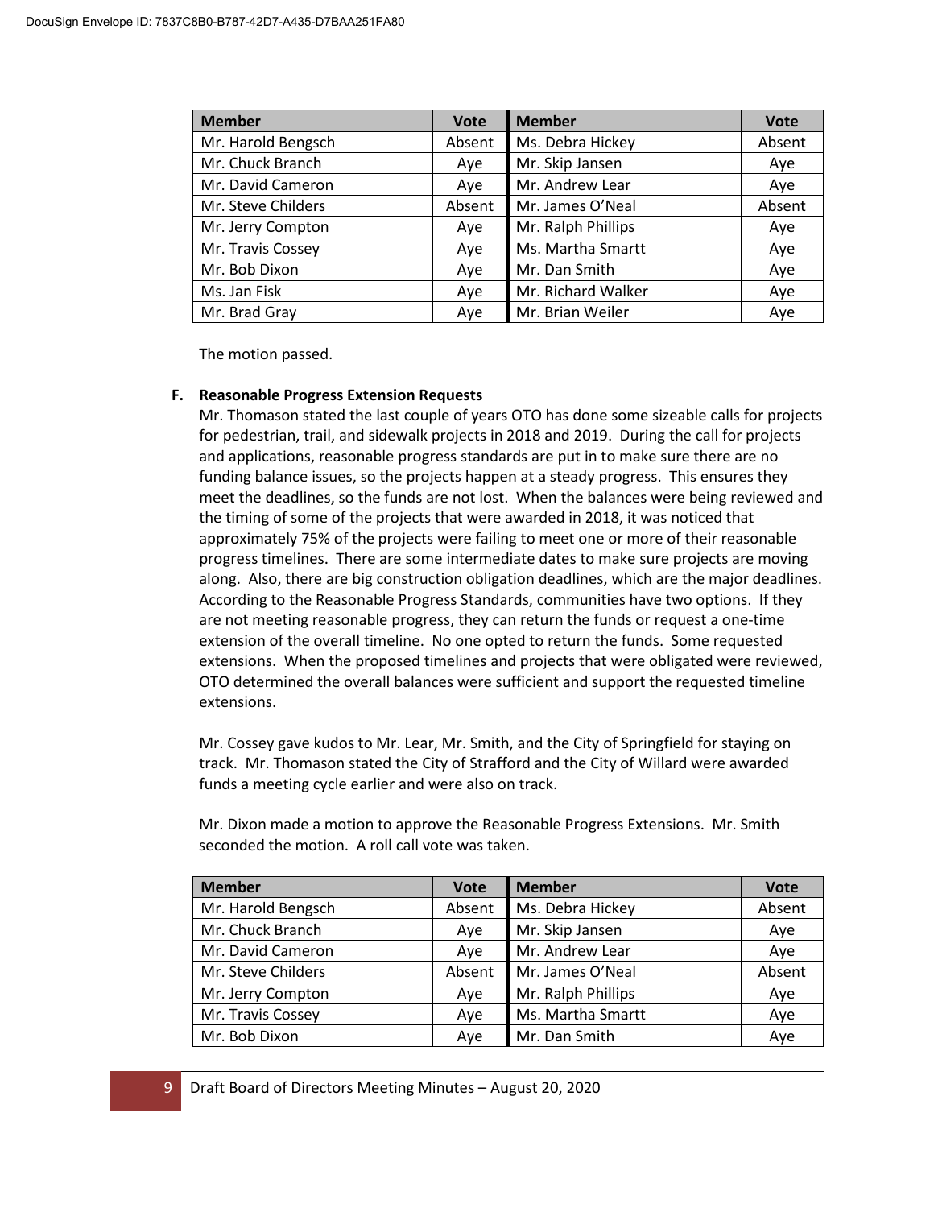| Member | Vote | Member | Vote |
|---|---|---|---|
| Mr. Harold Bengsch | Absent | Ms. Debra Hickey | Absent |
| Mr. Chuck Branch | Aye | Mr. Skip Jansen | Aye |
| Mr. David Cameron | Aye | Mr. Andrew Lear | Aye |
| Mr. Steve Childers | Absent | Mr. James O'Neal | Absent |
| Mr. Jerry Compton | Aye | Mr. Ralph Phillips | Aye |
| Mr. Travis Cossey | Aye | Ms. Martha Smartt | Aye |
| Mr. Bob Dixon | Aye | Mr. Dan Smith | Aye |
| Ms. Jan Fisk | Aye | Mr. Richard Walker | Aye |
| Mr. Brad Gray | Aye | Mr. Brian Weiler | Aye |

The motion passed.

**F. Reasonable Progress Extension Requests**

Mr. Thomason stated the last couple of years OTO has done some sizeable calls for projects for pedestrian, trail, and sidewalk projects in 2018 and 2019. During the call for projects and applications, reasonable progress standards are put in to make sure there are no funding balance issues, so the projects happen at a steady progress. This ensures they meet the deadlines, so the funds are not lost. When the balances were being reviewed and the timing of some of the projects that were awarded in 2018, it was noticed that approximately 75% of the projects were failing to meet one or more of their reasonable progress timelines. There are some intermediate dates to make sure projects are moving along. Also, there are big construction obligation deadlines, which are the major deadlines. According to the Reasonable Progress Standards, communities have two options. If they are not meeting reasonable progress, they can return the funds or request a one-time extension of the overall timeline. No one opted to return the funds. Some requested extensions. When the proposed timelines and projects that were obligated were reviewed, OTO determined the overall balances were sufficient and support the requested timeline extensions.

Mr. Cossey gave kudos to Mr. Lear, Mr. Smith, and the City of Springfield for staying on track. Mr. Thomason stated the City of Strafford and the City of Willard were awarded funds a meeting cycle earlier and were also on track.

Mr. Dixon made a motion to approve the Reasonable Progress Extensions. Mr. Smith seconded the motion. A roll call vote was taken.

| Member | Vote | Member | Vote |
|---|---|---|---|
| Mr. Harold Bengsch | Absent | Ms. Debra Hickey | Absent |
| Mr. Chuck Branch | Aye | Mr. Skip Jansen | Aye |
| Mr. David Cameron | Aye | Mr. Andrew Lear | Aye |
| Mr. Steve Childers | Absent | Mr. James O'Neal | Absent |
| Mr. Jerry Compton | Aye | Mr. Ralph Phillips | Aye |
| Mr. Travis Cossey | Aye | Ms. Martha Smartt | Aye |
| Mr. Bob Dixon | Aye | Mr. Dan Smith | Aye |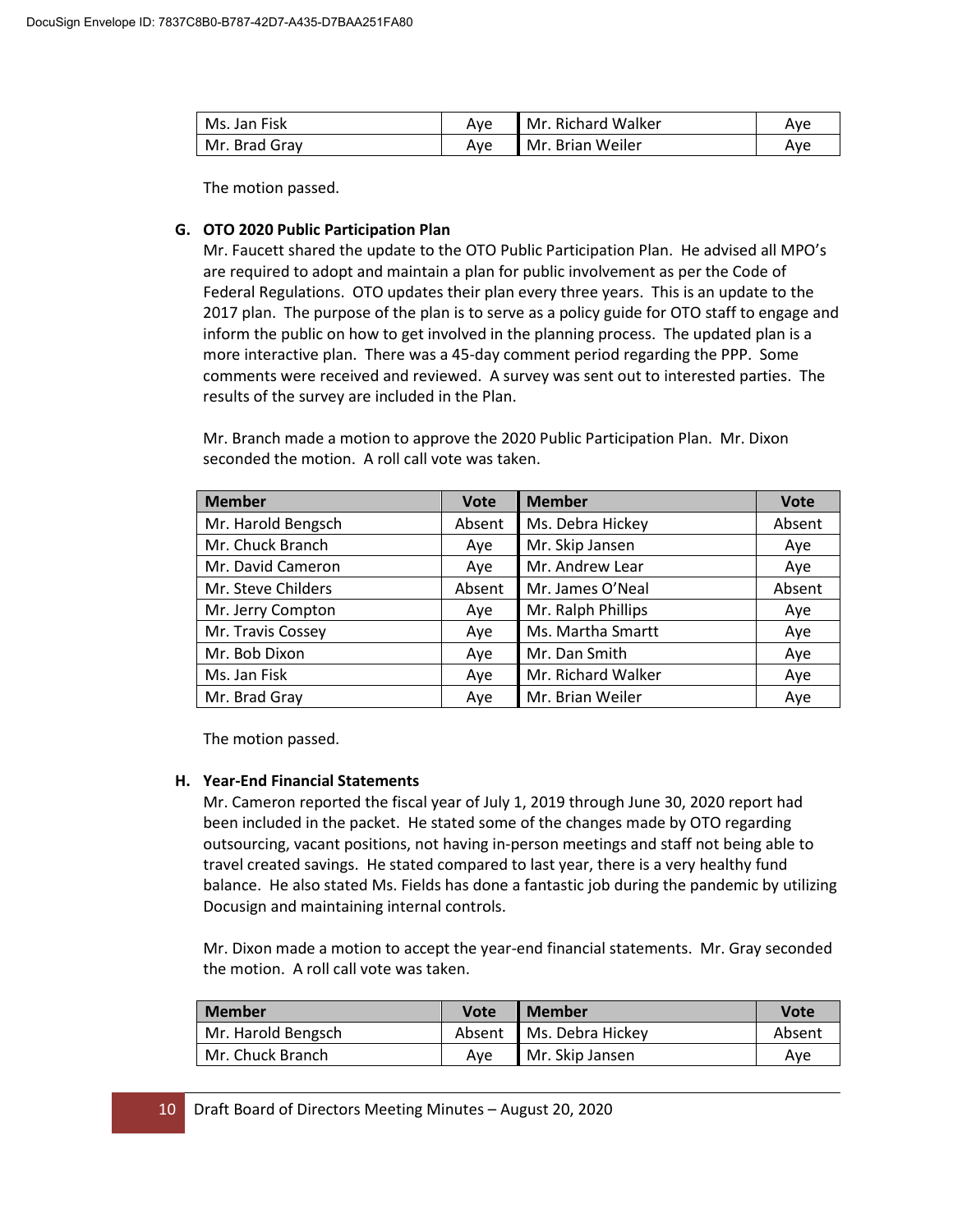| Ms. Jan Fisk | Aye | Mr. Richard Walker | Aye |
|---|---|---|---|
| Mr. Brad Gray | Aye | Mr. Brian Weiler | Aye |

The motion passed.

**G. OTO 2020 Public Participation Plan**

Mr. Faucett shared the update to the OTO Public Participation Plan. He advised all MPO's are required to adopt and maintain a plan for public involvement as per the Code of Federal Regulations. OTO updates their plan every three years. This is an update to the 2017 plan. The purpose of the plan is to serve as a policy guide for OTO staff to engage and inform the public on how to get involved in the planning process. The updated plan is a more interactive plan. There was a 45-day comment period regarding the PPP. Some comments were received and reviewed. A survey was sent out to interested parties. The results of the survey are included in the Plan.

Mr. Branch made a motion to approve the 2020 Public Participation Plan. Mr. Dixon seconded the motion. A roll call vote was taken.

| Member | Vote | Member | Vote |
|---|---|---|---|
| Mr. Harold Bengsch | Absent | Ms. Debra Hickey | Absent |
| Mr. Chuck Branch | Aye | Mr. Skip Jansen | Aye |
| Mr. David Cameron | Aye | Mr. Andrew Lear | Aye |
| Mr. Steve Childers | Absent | Mr. James O'Neal | Absent |
| Mr. Jerry Compton | Aye | Mr. Ralph Phillips | Aye |
| Mr. Travis Cossey | Aye | Ms. Martha Smartt | Aye |
| Mr. Bob Dixon | Aye | Mr. Dan Smith | Aye |
| Ms. Jan Fisk | Aye | Mr. Richard Walker | Aye |
| Mr. Brad Gray | Aye | Mr. Brian Weiler | Aye |

The motion passed.

**H. Year-End Financial Statements**

Mr. Cameron reported the fiscal year of July 1, 2019 through June 30, 2020 report had been included in the packet. He stated some of the changes made by OTO regarding outsourcing, vacant positions, not having in-person meetings and staff not being able to travel created savings. He stated compared to last year, there is a very healthy fund balance. He also stated Ms. Fields has done a fantastic job during the pandemic by utilizing Docusign and maintaining internal controls.

Mr. Dixon made a motion to accept the year-end financial statements. Mr. Gray seconded the motion. A roll call vote was taken.

| Member | Vote | Member | Vote |
|---|---|---|---|
| Mr. Harold Bengsch | Absent | Ms. Debra Hickey | Absent |
| Mr. Chuck Branch | Aye | Mr. Skip Jansen | Aye |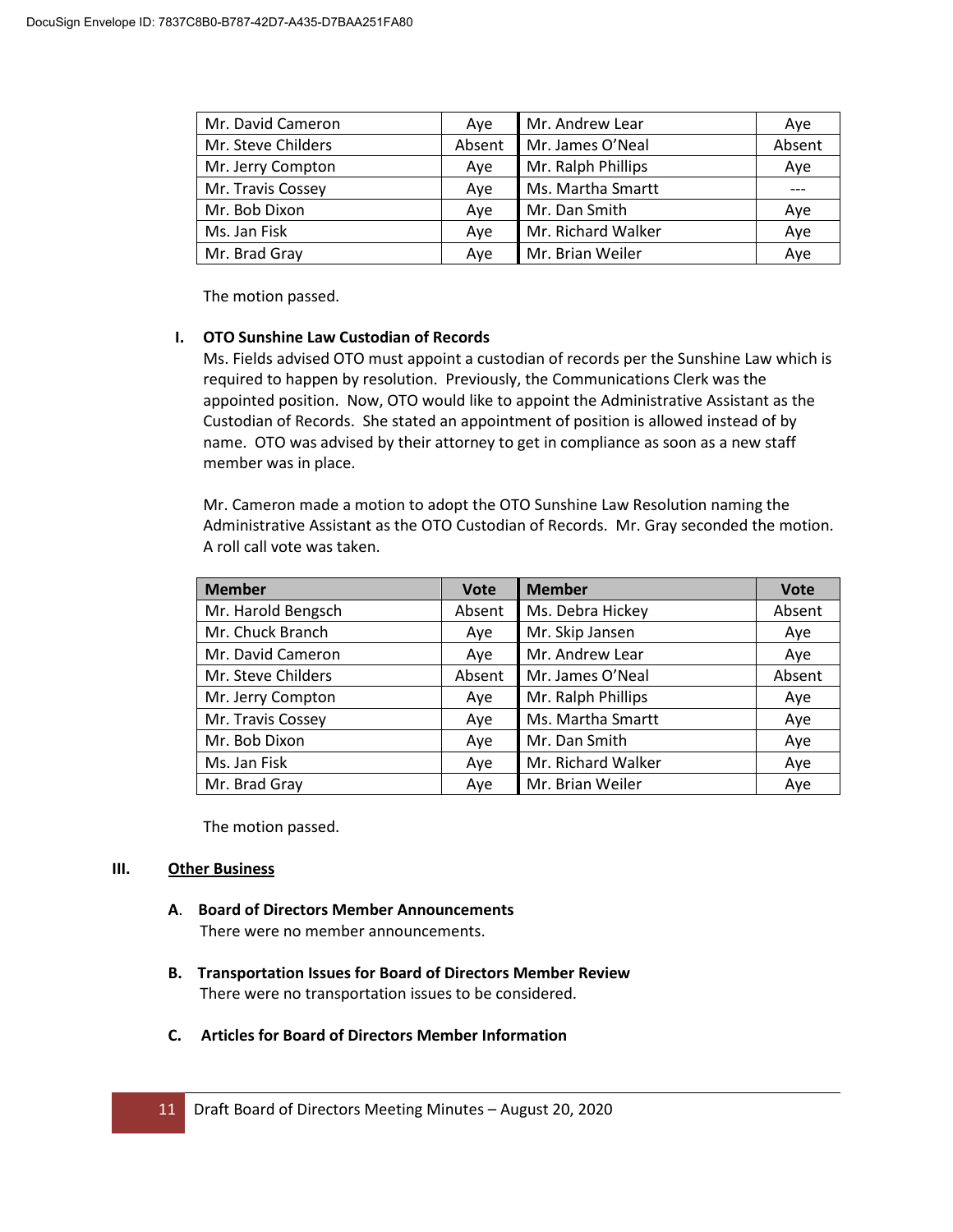| Mr. David Cameron | Aye | Mr. Andrew Lear | Aye |
|---|---|---|---|
| Mr. Steve Childers | Absent | Mr. James O'Neal | Absent |
| Mr. Jerry Compton | Aye | Mr. Ralph Phillips | Aye |
| Mr. Travis Cossey | Aye | Ms. Martha Smartt | --- |
| Mr. Bob Dixon | Aye | Mr. Dan Smith | Aye |
| Ms. Jan Fisk | Aye | Mr. Richard Walker | Aye |
| Mr. Brad Gray | Aye | Mr. Brian Weiler | Aye |

The motion passed.

**I. OTO Sunshine Law Custodian of Records**

Ms. Fields advised OTO must appoint a custodian of records per the Sunshine Law which is required to happen by resolution. Previously, the Communications Clerk was the appointed position. Now, OTO would like to appoint the Administrative Assistant as the Custodian of Records. She stated an appointment of position is allowed instead of by name. OTO was advised by their attorney to get in compliance as soon as a new staff member was in place.

Mr. Cameron made a motion to adopt the OTO Sunshine Law Resolution naming the Administrative Assistant as the OTO Custodian of Records. Mr. Gray seconded the motion. A roll call vote was taken.

| Member | Vote | Member | Vote |
|---|---|---|---|
| Mr. Harold Bengsch | Absent | Ms. Debra Hickey | Absent |
| Mr. Chuck Branch | Aye | Mr. Skip Jansen | Aye |
| Mr. David Cameron | Aye | Mr. Andrew Lear | Aye |
| Mr. Steve Childers | Absent | Mr. James O'Neal | Absent |
| Mr. Jerry Compton | Aye | Mr. Ralph Phillips | Aye |
| Mr. Travis Cossey | Aye | Ms. Martha Smartt | Aye |
| Mr. Bob Dixon | Aye | Mr. Dan Smith | Aye |
| Ms. Jan Fisk | Aye | Mr. Richard Walker | Aye |
| Mr. Brad Gray | Aye | Mr. Brian Weiler | Aye |

The motion passed.

## III. Other Business

**A. Board of Directors Member Announcements**

There were no member announcements.

**B. Transportation Issues for Board of Directors Member Review**

There were no transportation issues to be considered.

**C. Articles for Board of Directors Member Information**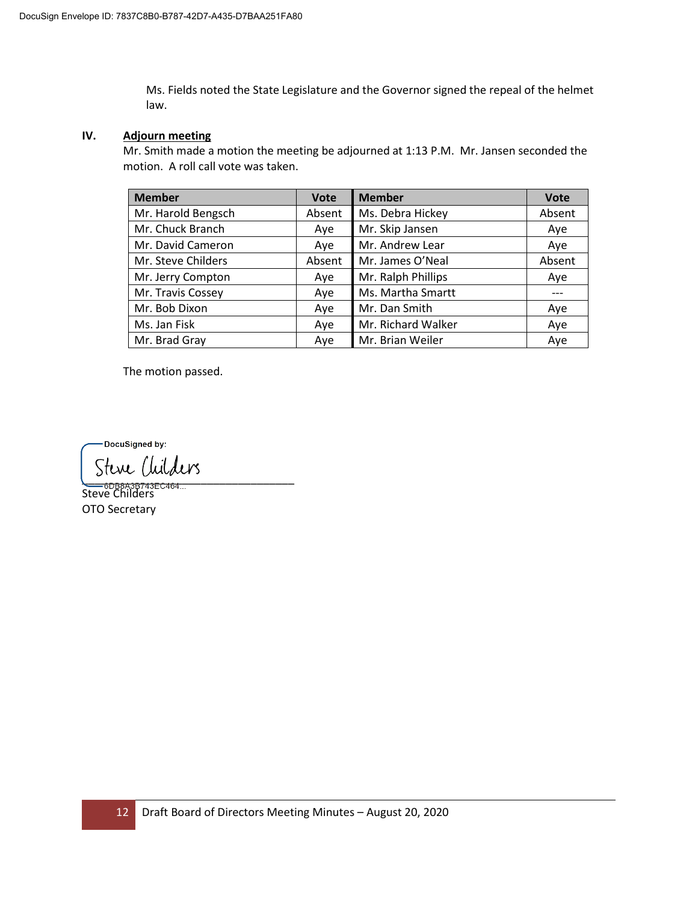Ms. Fields noted the State Legislature and the Governor signed the repeal of the helmet law.

## IV. Adjourn meeting

Mr. Smith made a motion the meeting be adjourned at 1:13 P.M. Mr. Jansen seconded the motion. A roll call vote was taken.

| Member | Vote | Member | Vote |
|---|---|---|---|
| Mr. Harold Bengsch | Absent | Ms. Debra Hickey | Absent |
| Mr. Chuck Branch | Aye | Mr. Skip Jansen | Aye |
| Mr. David Cameron | Aye | Mr. Andrew Lear | Aye |
| Mr. Steve Childers | Absent | Mr. James O'Neal | Absent |
| Mr. Jerry Compton | Aye | Mr. Ralph Phillips | Aye |
| Mr. Travis Cossey | Aye | Ms. Martha Smartt | --- |
| Mr. Bob Dixon | Aye | Mr. Dan Smith | Aye |
| Ms. Jan Fisk | Aye | Mr. Richard Walker | Aye |
| Mr. Brad Gray | Aye | Mr. Brian Weiler | Aye |

The motion passed.

DocuSigned by:

Steve Childers

6DB8A3B743EC464...

Steve Childers
OTO Secretary